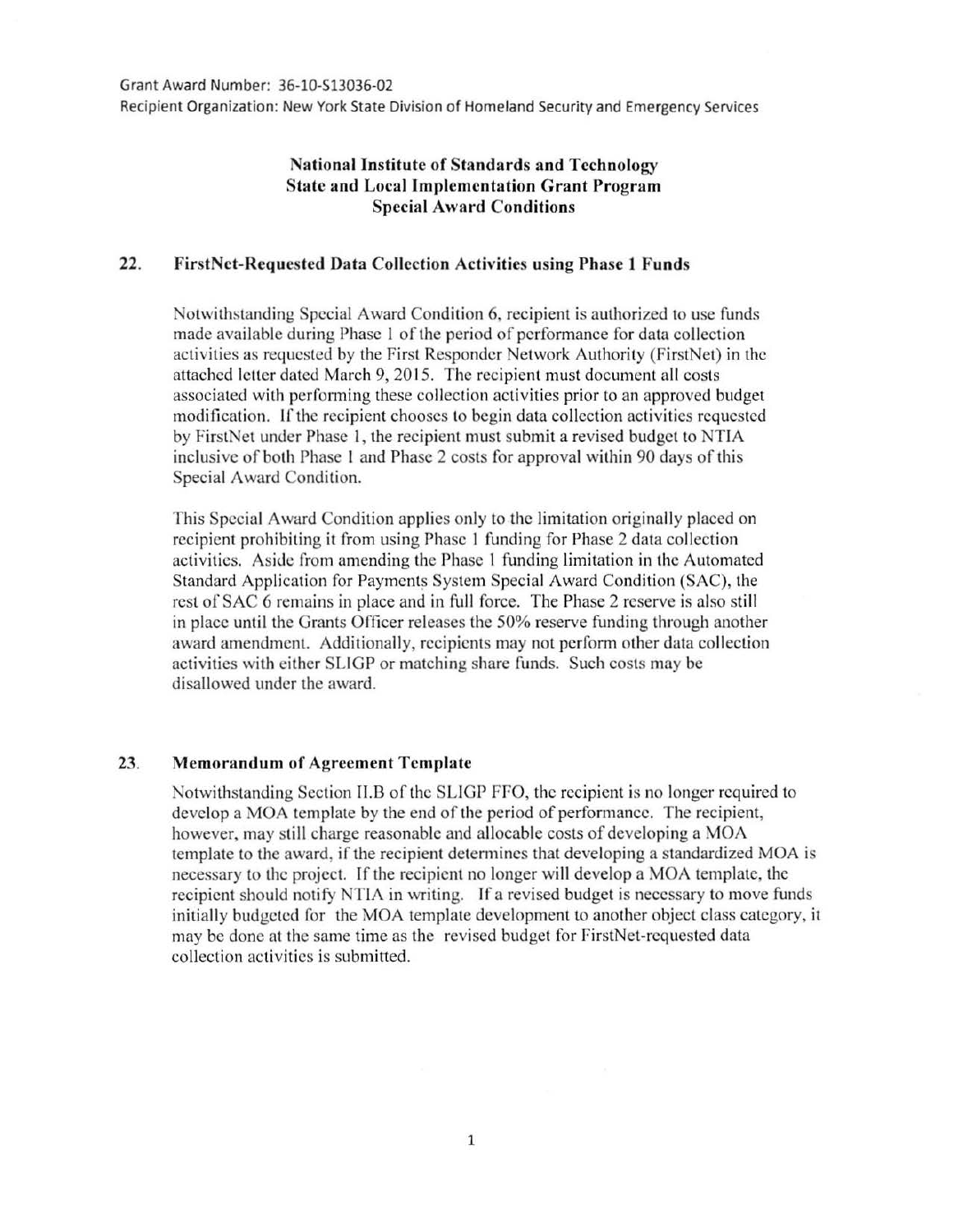Grant Award Number: 36-10-S13036-02
Recipient Organization: New York State Division of Homeland Security and Emergency Services

**National Institute of Standards and Technology**
**State and Local Implementation Grant Program**
**Special Award Conditions**

## 22. FirstNet-Requested Data Collection Activities using Phase 1 Funds

Notwithstanding Special Award Condition 6, recipient is authorized to use funds made available during Phase 1 of the period of performance for data collection activities as requested by the First Responder Network Authority (FirstNet) in the attached letter dated March 9, 2015. The recipient must document all costs associated with performing these collection activities prior to an approved budget modification. If the recipient chooses to begin data collection activities requested by FirstNet under Phase 1, the recipient must submit a revised budget to NTIA inclusive of both Phase 1 and Phase 2 costs for approval within 90 days of this Special Award Condition.

This Special Award Condition applies only to the limitation originally placed on recipient prohibiting it from using Phase 1 funding for Phase 2 data collection activities. Aside from amending the Phase 1 funding limitation in the Automated Standard Application for Payments System Special Award Condition (SAC), the rest of SAC 6 remains in place and in full force. The Phase 2 reserve is also still in place until the Grants Officer releases the 50% reserve funding through another award amendment. Additionally, recipients may not perform other data collection activities with either SLIGP or matching share funds. Such costs may be disallowed under the award.

## 23. Memorandum of Agreement Template

Notwithstanding Section II.B of the SLIGP FFO, the recipient is no longer required to develop a MOA template by the end of the period of performance. The recipient, however, may still charge reasonable and allocable costs of developing a MOA template to the award, if the recipient determines that developing a standardized MOA is necessary to the project. If the recipient no longer will develop a MOA template, the recipient should notify NTIA in writing. If a revised budget is necessary to move funds initially budgeted for the MOA template development to another object class category, it may be done at the same time as the revised budget for FirstNet-requested data collection activities is submitted.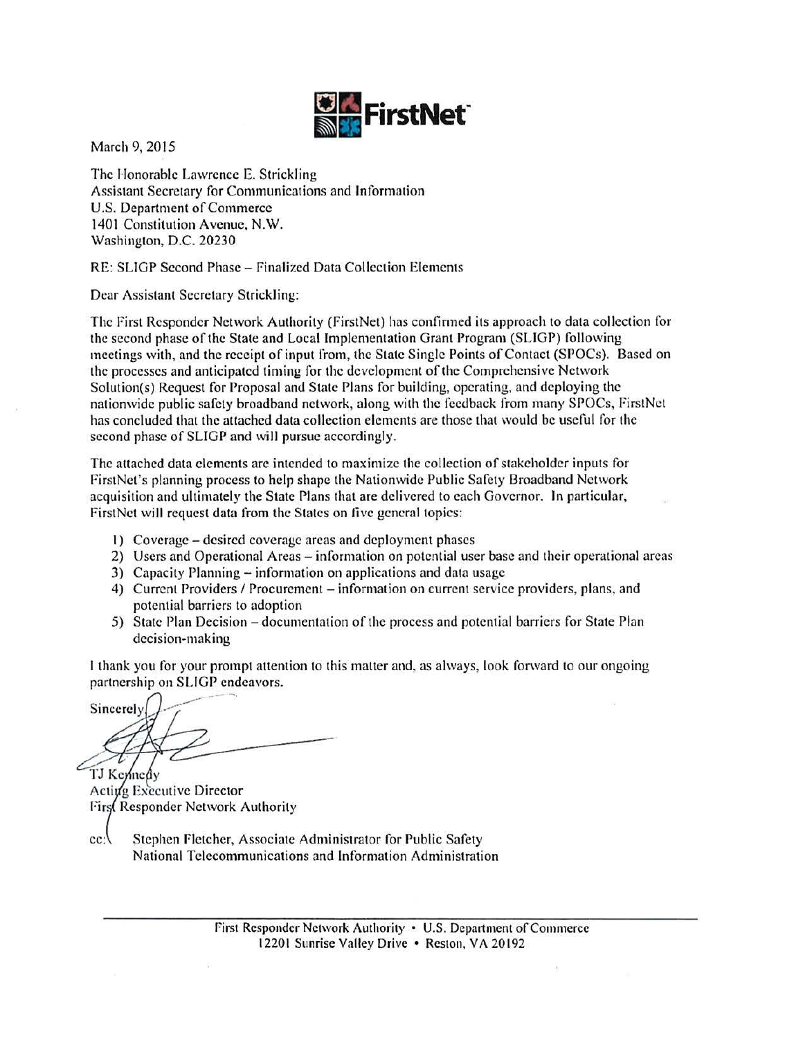FirstNet

March 9, 2015

The Honorable Lawrence E. Strickling
Assistant Secretary for Communications and Information
U.S. Department of Commerce
1401 Constitution Avenue, N.W.
Washington, D.C. 20230

RE: SLIGP Second Phase – Finalized Data Collection Elements

Dear Assistant Secretary Strickling:

The First Responder Network Authority (FirstNet) has confirmed its approach to data collection for the second phase of the State and Local Implementation Grant Program (SLIGP) following meetings with, and the receipt of input from, the State Single Points of Contact (SPOCs). Based on the processes and anticipated timing for the development of the Comprehensive Network Solution(s) Request for Proposal and State Plans for building, operating, and deploying the nationwide public safety broadband network, along with the feedback from many SPOCs, FirstNet has concluded that the attached data collection elements are those that would be useful for the second phase of SLIGP and will pursue accordingly.

The attached data elements are intended to maximize the collection of stakeholder inputs for FirstNet's planning process to help shape the Nationwide Public Safety Broadband Network acquisition and ultimately the State Plans that are delivered to each Governor. In particular, FirstNet will request data from the States on five general topics:

1) Coverage – desired coverage areas and deployment phases
2) Users and Operational Areas – information on potential user base and their operational areas
3) Capacity Planning – information on applications and data usage
4) Current Providers / Procurement – information on current service providers, plans, and potential barriers to adoption
5) State Plan Decision – documentation of the process and potential barriers for State Plan decision-making

I thank you for your prompt attention to this matter and, as always, look forward to our ongoing partnership on SLIGP endeavors.

Sincerely,

TJ Kennedy
Acting Executive Director
First Responder Network Authority

cc: Stephen Fletcher, Associate Administrator for Public Safety
National Telecommunications and Information Administration

First Responder Network Authority • U.S. Department of Commerce
12201 Sunrise Valley Drive • Reston, VA 20192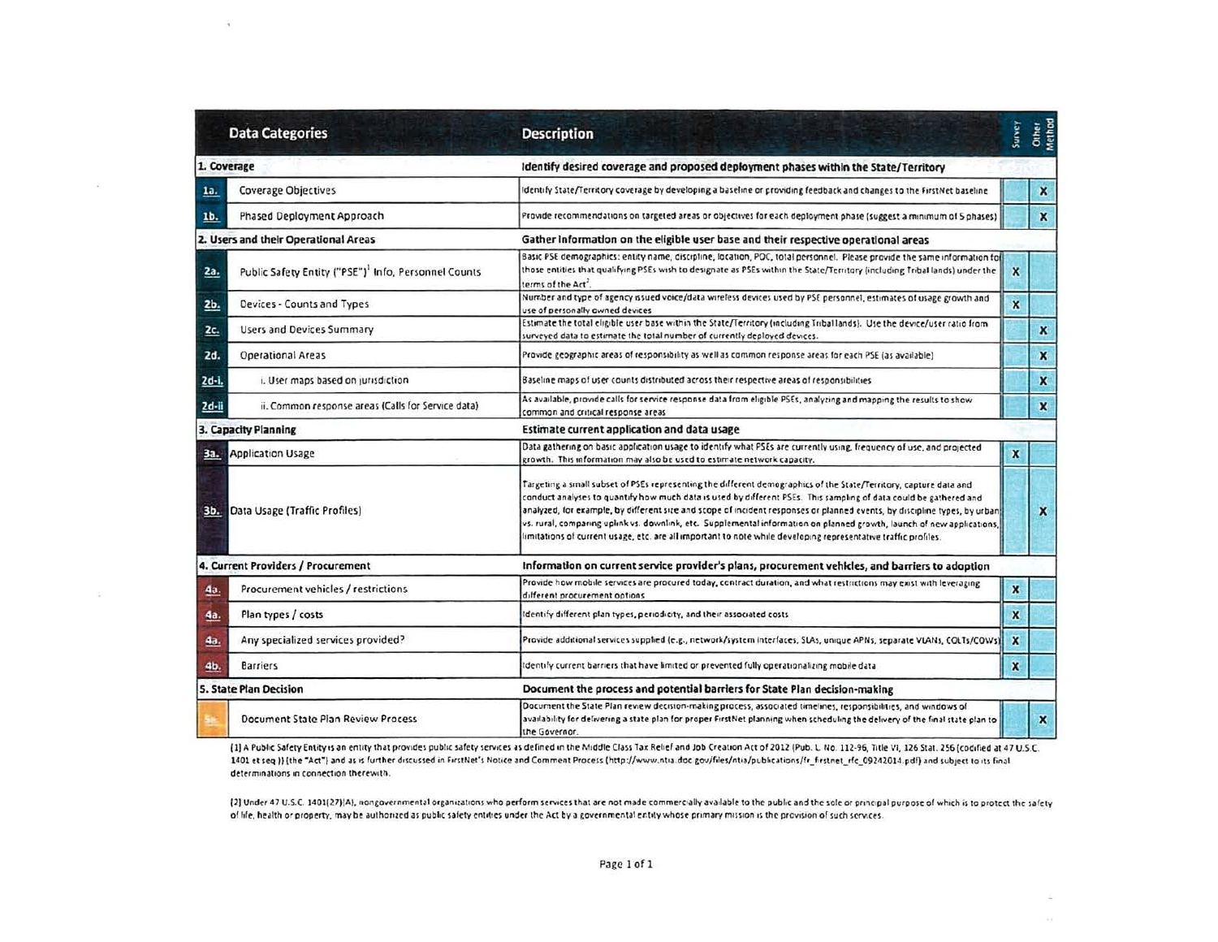| | Data Categories | Description | Survey | Other Method |
|---|---|---|---|---|
| **1. Coverage** | | **Identify desired coverage and proposed deployment phases within the State/Territory** | | |
| 1a. | Coverage Objectives | Identify State/Territory coverage by developing a baseline or providing feedback and changes to the FirstNet baseline | | X |
| 1b. | Phased Deployment Approach | Provide recommendations on targeted areas or objectives for each deployment phase (suggest a minimum of 5 phases) | | X |
| **2. Users and their Operational Areas** | | **Gather information on the eligible user base and their respective operational areas** | | |
| 2a. | Public Safety Entity ("PSE")[1] Info, Personnel Counts | Basic PSE demographics: entity name, discipline, location, POC, total personnel. Please provide the same information for those entities that qualifying PSEs wish to designate as PSEs within the State/Territory (including Tribal lands) under the terms of the Act[2]. | X | |
| 2b. | Devices - Counts and Types | Number and type of agency issued voice/data wireless devices used by PSE personnel, estimates of usage growth and use of personally owned devices | X | |
| 2c. | Users and Devices Summary | Estimate the total eligible user base within the State/Territory (including Tribal lands). Use the device/user ratio from surveyed data to estimate the total number of currently deployed devices. | | X |
| 2d. | Operational Areas | Provide geographic areas of responsibility as well as common response areas for each PSE (as available) | | X |
| 2d-i. | i. User maps based on jurisdiction | Baseline maps of user counts distributed across their respective areas of responsibilities | | X |
| 2d-ii | ii. Common response areas (Calls for Service data) | As available, provide calls for service response data from eligible PSEs, analyzing and mapping the results to show common and critical response areas | | X |
| **3. Capacity Planning** | | **Estimate current application and data usage** | | |
| 3a. | Application Usage | Data gathering on basic application usage to identify what PSEs are currently using, frequency of use, and projected growth. This information may also be used to estimate network capacity. | X | |
| 3b. | Data Usage (Traffic Profiles) | Targeting a small subset of PSEs representing the different demographics of the State/Territory, capture data and conduct analyses to quantify how much data is used by different PSEs. This sampling of data could be gathered and analyzed, for example, by different size and scope of incident responses or planned events, by discipline types, by urban vs. rural, comparing uplink vs. downlink, etc. Supplemental information on planned growth, launch of new applications, limitations of current usage, etc. are all important to note while developing representative traffic profiles. | | X |
| **4. Current Providers / Procurement** | | **Information on current service provider's plans, procurement vehicles, and barriers to adoption** | | |
| 4a. | Procurement vehicles / restrictions | Provide how mobile services are procured today, contract duration, and what restrictions may exist with leveraging different procurement options | X | |
| 4a. | Plan types / costs | Identify different plan types, periodicity, and their associated costs | X | |
| 4a. | Any specialized services provided? | Provide additional services supplied (e.g., network/system interfaces, SLAs, unique APNs, separate VLANs, COLTs/COWs) | X | |
| 4b. | Barriers | Identify current barriers that have limited or prevented fully operationalizing mobile data | X | |
| **5. State Plan Decision** | | **Document the process and potential barriers for State Plan decision-making** | | |
| 5a. | Document State Plan Review Process | Document the State Plan review decision-making process, associated timelines, responsibilities, and windows of availability for delivering a state plan for proper FirstNet planning when scheduling the delivery of the final state plan to the Governor. | | X |

(1) A Public Safety Entity is an entity that provides public safety services as defined in the Middle Class Tax Relief and Job Creation Act of 2012 (Pub. L. No. 112-96, Title VI, 126 Stat. 256 (codified at 47 U.S.C. 1401 et seq.)) (the "Act") and as is further discussed in FirstNet's Notice and Comment Process (http://www.ntia.doc.gov/files/ntia/publications/fr_firstnet_rfc_09242014.pdf) and subject to its final determinations in connection therewith.

(2) Under 47 U.S.C. 1401(27)(A), nongovernmental organizations who perform services that are not made commercially available to the public and the sole or principal purpose of which is to protect the safety of life, health or property, may be authorized as public safety entities under the Act by a governmental entity whose primary mission is the provision of such services.